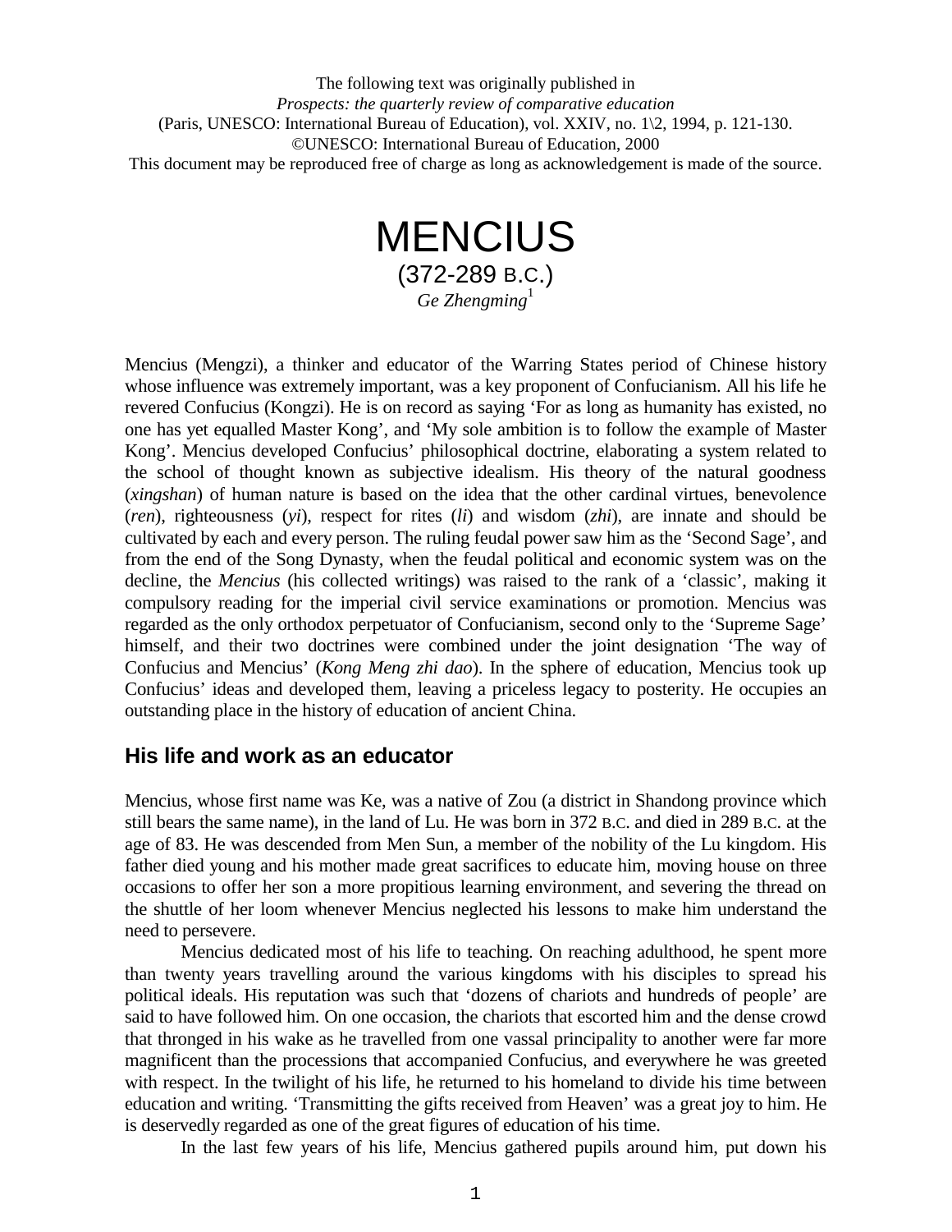The following text was originally published in
*Prospects: the quarterly review of comparative education*
(Paris, UNESCO: International Bureau of Education), vol. XXIV, no. 1\2, 1994, p. 121-130.
©UNESCO: International Bureau of Education, 2000
This document may be reproduced free of charge as long as acknowledgement is made of the source.

# MENCIUS
(372-289 B.C.)
*Ge Zhengming*[1]

Mencius (Mengzi), a thinker and educator of the Warring States period of Chinese history whose influence was extremely important, was a key proponent of Confucianism. All his life he revered Confucius (Kongzi). He is on record as saying 'For as long as humanity has existed, no one has yet equalled Master Kong', and 'My sole ambition is to follow the example of Master Kong'. Mencius developed Confucius' philosophical doctrine, elaborating a system related to the school of thought known as subjective idealism. His theory of the natural goodness (*xingshan*) of human nature is based on the idea that the other cardinal virtues, benevolence (*ren*), righteousness (*yi*), respect for rites (*li*) and wisdom (*zhi*), are innate and should be cultivated by each and every person. The ruling feudal power saw him as the 'Second Sage', and from the end of the Song Dynasty, when the feudal political and economic system was on the decline, the *Mencius* (his collected writings) was raised to the rank of a 'classic', making it compulsory reading for the imperial civil service examinations or promotion. Mencius was regarded as the only orthodox perpetuator of Confucianism, second only to the 'Supreme Sage' himself, and their two doctrines were combined under the joint designation 'The way of Confucius and Mencius' (*Kong Meng zhi dao*). In the sphere of education, Mencius took up Confucius' ideas and developed them, leaving a priceless legacy to posterity. He occupies an outstanding place in the history of education of ancient China.

## His life and work as an educator

Mencius, whose first name was Ke, was a native of Zou (a district in Shandong province which still bears the same name), in the land of Lu. He was born in 372 B.C. and died in 289 B.C. at the age of 83. He was descended from Men Sun, a member of the nobility of the Lu kingdom. His father died young and his mother made great sacrifices to educate him, moving house on three occasions to offer her son a more propitious learning environment, and severing the thread on the shuttle of her loom whenever Mencius neglected his lessons to make him understand the need to persevere.

Mencius dedicated most of his life to teaching. On reaching adulthood, he spent more than twenty years travelling around the various kingdoms with his disciples to spread his political ideals. His reputation was such that 'dozens of chariots and hundreds of people' are said to have followed him. On one occasion, the chariots that escorted him and the dense crowd that thronged in his wake as he travelled from one vassal principality to another were far more magnificent than the processions that accompanied Confucius, and everywhere he was greeted with respect. In the twilight of his life, he returned to his homeland to divide his time between education and writing. 'Transmitting the gifts received from Heaven' was a great joy to him. He is deservedly regarded as one of the great figures of education of his time.

In the last few years of his life, Mencius gathered pupils around him, put down his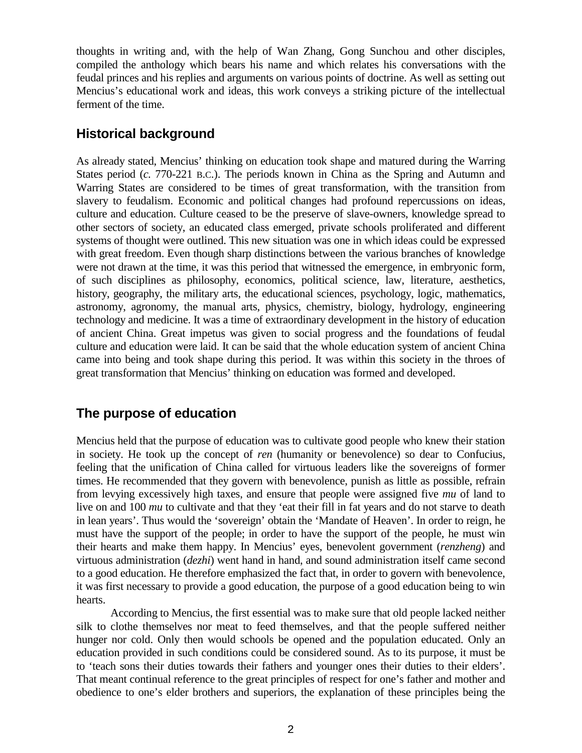thoughts in writing and, with the help of Wan Zhang, Gong Sunchou and other disciples, compiled the anthology which bears his name and which relates his conversations with the feudal princes and his replies and arguments on various points of doctrine. As well as setting out Mencius's educational work and ideas, this work conveys a striking picture of the intellectual ferment of the time.

## Historical background

As already stated, Mencius' thinking on education took shape and matured during the Warring States period (*c.* 770-221 B.C.). The periods known in China as the Spring and Autumn and Warring States are considered to be times of great transformation, with the transition from slavery to feudalism. Economic and political changes had profound repercussions on ideas, culture and education. Culture ceased to be the preserve of slave-owners, knowledge spread to other sectors of society, an educated class emerged, private schools proliferated and different systems of thought were outlined. This new situation was one in which ideas could be expressed with great freedom. Even though sharp distinctions between the various branches of knowledge were not drawn at the time, it was this period that witnessed the emergence, in embryonic form, of such disciplines as philosophy, economics, political science, law, literature, aesthetics, history, geography, the military arts, the educational sciences, psychology, logic, mathematics, astronomy, agronomy, the manual arts, physics, chemistry, biology, hydrology, engineering technology and medicine. It was a time of extraordinary development in the history of education of ancient China. Great impetus was given to social progress and the foundations of feudal culture and education were laid. It can be said that the whole education system of ancient China came into being and took shape during this period. It was within this society in the throes of great transformation that Mencius' thinking on education was formed and developed.

## The purpose of education

Mencius held that the purpose of education was to cultivate good people who knew their station in society. He took up the concept of *ren* (humanity or benevolence) so dear to Confucius, feeling that the unification of China called for virtuous leaders like the sovereigns of former times. He recommended that they govern with benevolence, punish as little as possible, refrain from levying excessively high taxes, and ensure that people were assigned five *mu* of land to live on and 100 *mu* to cultivate and that they 'eat their fill in fat years and do not starve to death in lean years'. Thus would the 'sovereign' obtain the 'Mandate of Heaven'. In order to reign, he must have the support of the people; in order to have the support of the people, he must win their hearts and make them happy. In Mencius' eyes, benevolent government (*renzheng*) and virtuous administration (*dezhi*) went hand in hand, and sound administration itself came second to a good education. He therefore emphasized the fact that, in order to govern with benevolence, it was first necessary to provide a good education, the purpose of a good education being to win hearts.

According to Mencius, the first essential was to make sure that old people lacked neither silk to clothe themselves nor meat to feed themselves, and that the people suffered neither hunger nor cold. Only then would schools be opened and the population educated. Only an education provided in such conditions could be considered sound. As to its purpose, it must be to 'teach sons their duties towards their fathers and younger ones their duties to their elders'. That meant continual reference to the great principles of respect for one's father and mother and obedience to one's elder brothers and superiors, the explanation of these principles being the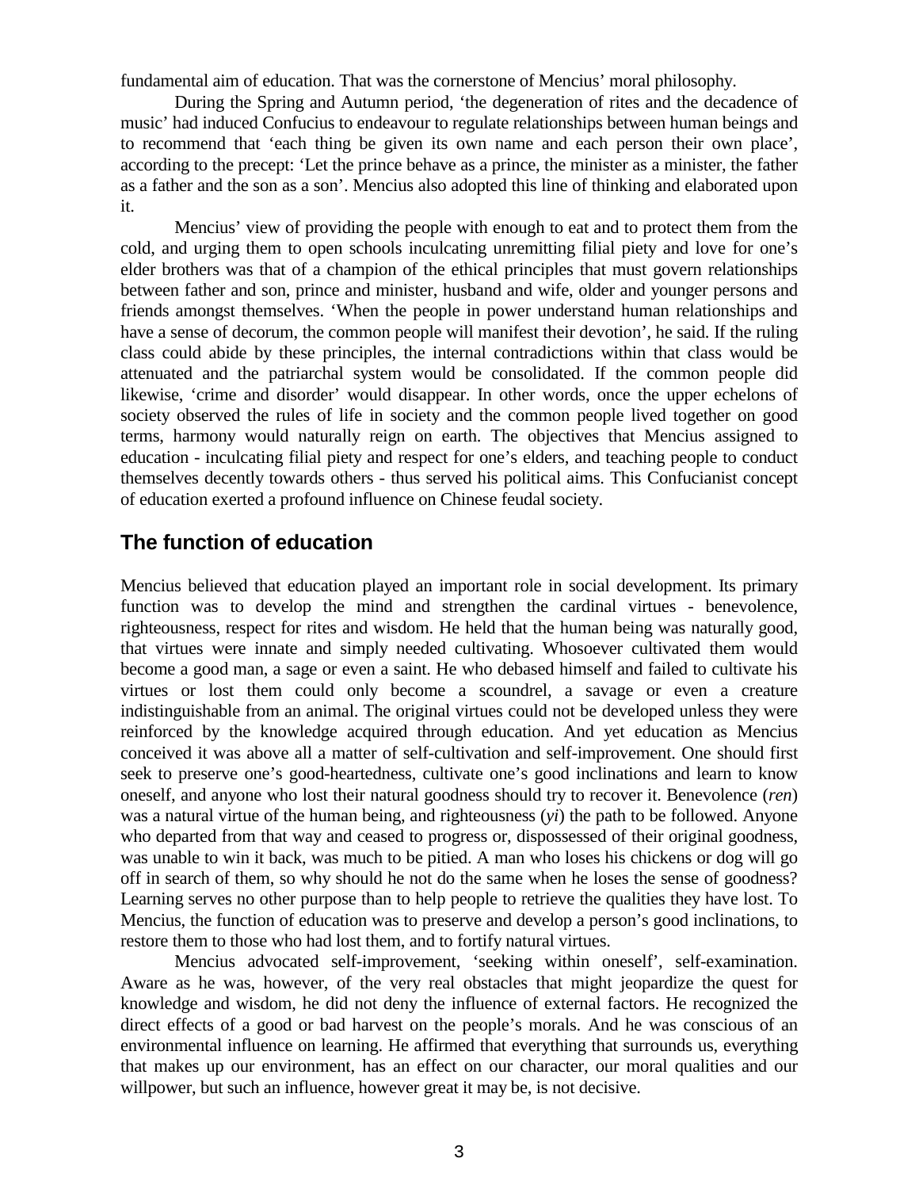fundamental aim of education. That was the cornerstone of Mencius' moral philosophy.

During the Spring and Autumn period, 'the degeneration of rites and the decadence of music' had induced Confucius to endeavour to regulate relationships between human beings and to recommend that 'each thing be given its own name and each person their own place', according to the precept: 'Let the prince behave as a prince, the minister as a minister, the father as a father and the son as a son'. Mencius also adopted this line of thinking and elaborated upon it.

Mencius' view of providing the people with enough to eat and to protect them from the cold, and urging them to open schools inculcating unremitting filial piety and love for one's elder brothers was that of a champion of the ethical principles that must govern relationships between father and son, prince and minister, husband and wife, older and younger persons and friends amongst themselves. 'When the people in power understand human relationships and have a sense of decorum, the common people will manifest their devotion', he said. If the ruling class could abide by these principles, the internal contradictions within that class would be attenuated and the patriarchal system would be consolidated. If the common people did likewise, 'crime and disorder' would disappear. In other words, once the upper echelons of society observed the rules of life in society and the common people lived together on good terms, harmony would naturally reign on earth. The objectives that Mencius assigned to education - inculcating filial piety and respect for one's elders, and teaching people to conduct themselves decently towards others - thus served his political aims. This Confucianist concept of education exerted a profound influence on Chinese feudal society.

## The function of education

Mencius believed that education played an important role in social development. Its primary function was to develop the mind and strengthen the cardinal virtues - benevolence, righteousness, respect for rites and wisdom. He held that the human being was naturally good, that virtues were innate and simply needed cultivating. Whosoever cultivated them would become a good man, a sage or even a saint. He who debased himself and failed to cultivate his virtues or lost them could only become a scoundrel, a savage or even a creature indistinguishable from an animal. The original virtues could not be developed unless they were reinforced by the knowledge acquired through education. And yet education as Mencius conceived it was above all a matter of self-cultivation and self-improvement. One should first seek to preserve one's good-heartedness, cultivate one's good inclinations and learn to know oneself, and anyone who lost their natural goodness should try to recover it. Benevolence (*ren*) was a natural virtue of the human being, and righteousness (*yi*) the path to be followed. Anyone who departed from that way and ceased to progress or, dispossessed of their original goodness, was unable to win it back, was much to be pitied. A man who loses his chickens or dog will go off in search of them, so why should he not do the same when he loses the sense of goodness? Learning serves no other purpose than to help people to retrieve the qualities they have lost. To Mencius, the function of education was to preserve and develop a person's good inclinations, to restore them to those who had lost them, and to fortify natural virtues.

Mencius advocated self-improvement, 'seeking within oneself', self-examination. Aware as he was, however, of the very real obstacles that might jeopardize the quest for knowledge and wisdom, he did not deny the influence of external factors. He recognized the direct effects of a good or bad harvest on the people's morals. And he was conscious of an environmental influence on learning. He affirmed that everything that surrounds us, everything that makes up our environment, has an effect on our character, our moral qualities and our willpower, but such an influence, however great it may be, is not decisive.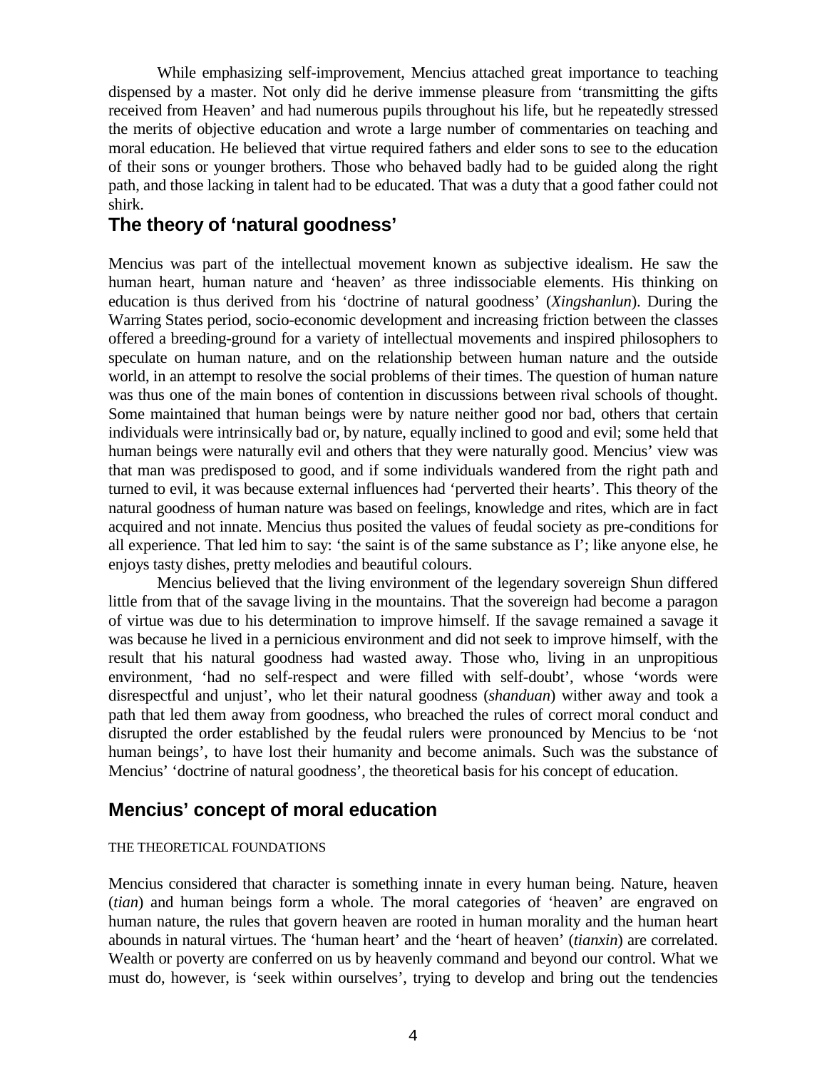While emphasizing self-improvement, Mencius attached great importance to teaching dispensed by a master. Not only did he derive immense pleasure from 'transmitting the gifts received from Heaven' and had numerous pupils throughout his life, but he repeatedly stressed the merits of objective education and wrote a large number of commentaries on teaching and moral education. He believed that virtue required fathers and elder sons to see to the education of their sons or younger brothers. Those who behaved badly had to be guided along the right path, and those lacking in talent had to be educated. That was a duty that a good father could not shirk.

## The theory of 'natural goodness'

Mencius was part of the intellectual movement known as subjective idealism. He saw the human heart, human nature and 'heaven' as three indissociable elements. His thinking on education is thus derived from his 'doctrine of natural goodness' (*Xingshanlun*). During the Warring States period, socio-economic development and increasing friction between the classes offered a breeding-ground for a variety of intellectual movements and inspired philosophers to speculate on human nature, and on the relationship between human nature and the outside world, in an attempt to resolve the social problems of their times. The question of human nature was thus one of the main bones of contention in discussions between rival schools of thought. Some maintained that human beings were by nature neither good nor bad, others that certain individuals were intrinsically bad or, by nature, equally inclined to good and evil; some held that human beings were naturally evil and others that they were naturally good. Mencius' view was that man was predisposed to good, and if some individuals wandered from the right path and turned to evil, it was because external influences had 'perverted their hearts'. This theory of the natural goodness of human nature was based on feelings, knowledge and rites, which are in fact acquired and not innate. Mencius thus posited the values of feudal society as pre-conditions for all experience. That led him to say: 'the saint is of the same substance as I'; like anyone else, he enjoys tasty dishes, pretty melodies and beautiful colours.

Mencius believed that the living environment of the legendary sovereign Shun differed little from that of the savage living in the mountains. That the sovereign had become a paragon of virtue was due to his determination to improve himself. If the savage remained a savage it was because he lived in a pernicious environment and did not seek to improve himself, with the result that his natural goodness had wasted away. Those who, living in an unpropitious environment, 'had no self-respect and were filled with self-doubt', whose 'words were disrespectful and unjust', who let their natural goodness (*shanduan*) wither away and took a path that led them away from goodness, who breached the rules of correct moral conduct and disrupted the order established by the feudal rulers were pronounced by Mencius to be 'not human beings', to have lost their humanity and become animals. Such was the substance of Mencius' 'doctrine of natural goodness', the theoretical basis for his concept of education.

## Mencius' concept of moral education

### THE THEORETICAL FOUNDATIONS

Mencius considered that character is something innate in every human being. Nature, heaven (*tian*) and human beings form a whole. The moral categories of 'heaven' are engraved on human nature, the rules that govern heaven are rooted in human morality and the human heart abounds in natural virtues. The 'human heart' and the 'heart of heaven' (*tianxin*) are correlated. Wealth or poverty are conferred on us by heavenly command and beyond our control. What we must do, however, is 'seek within ourselves', trying to develop and bring out the tendencies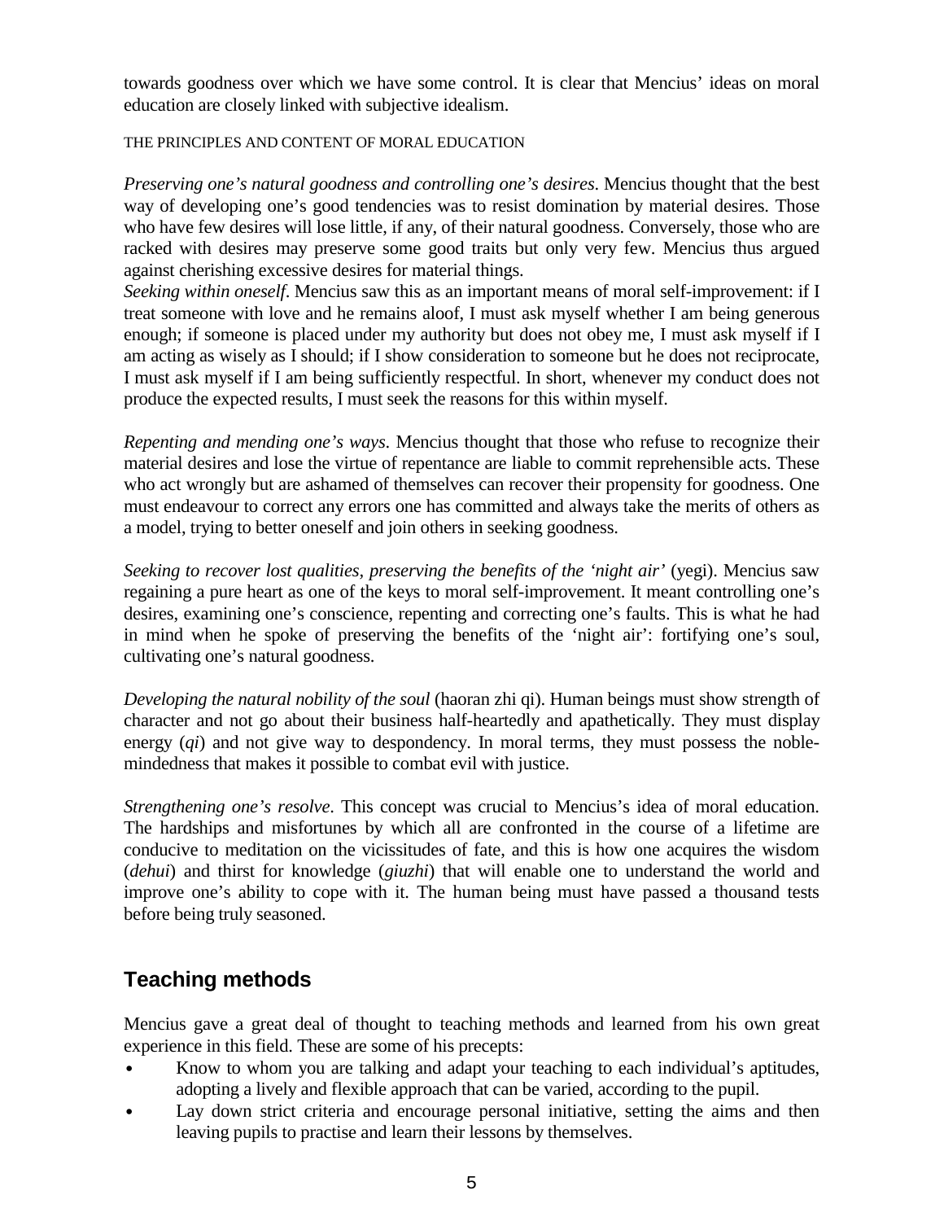towards goodness over which we have some control. It is clear that Mencius' ideas on moral education are closely linked with subjective idealism.

THE PRINCIPLES AND CONTENT OF MORAL EDUCATION

*Preserving one's natural goodness and controlling one's desires*. Mencius thought that the best way of developing one's good tendencies was to resist domination by material desires. Those who have few desires will lose little, if any, of their natural goodness. Conversely, those who are racked with desires may preserve some good traits but only very few. Mencius thus argued against cherishing excessive desires for material things.

*Seeking within oneself*. Mencius saw this as an important means of moral self-improvement: if I treat someone with love and he remains aloof, I must ask myself whether I am being generous enough; if someone is placed under my authority but does not obey me, I must ask myself if I am acting as wisely as I should; if I show consideration to someone but he does not reciprocate, I must ask myself if I am being sufficiently respectful. In short, whenever my conduct does not produce the expected results, I must seek the reasons for this within myself.

*Repenting and mending one's ways*. Mencius thought that those who refuse to recognize their material desires and lose the virtue of repentance are liable to commit reprehensible acts. These who act wrongly but are ashamed of themselves can recover their propensity for goodness. One must endeavour to correct any errors one has committed and always take the merits of others as a model, trying to better oneself and join others in seeking goodness.

*Seeking to recover lost qualities, preserving the benefits of the 'night air'* (yegi). Mencius saw regaining a pure heart as one of the keys to moral self-improvement. It meant controlling one's desires, examining one's conscience, repenting and correcting one's faults. This is what he had in mind when he spoke of preserving the benefits of the 'night air': fortifying one's soul, cultivating one's natural goodness.

*Developing the natural nobility of the soul* (haoran zhi qi). Human beings must show strength of character and not go about their business half-heartedly and apathetically. They must display energy (*qi*) and not give way to despondency. In moral terms, they must possess the noble-mindedness that makes it possible to combat evil with justice.

*Strengthening one's resolve*. This concept was crucial to Mencius's idea of moral education. The hardships and misfortunes by which all are confronted in the course of a lifetime are conducive to meditation on the vicissitudes of fate, and this is how one acquires the wisdom (*dehui*) and thirst for knowledge (*giuzhi*) that will enable one to understand the world and improve one's ability to cope with it. The human being must have passed a thousand tests before being truly seasoned.

## Teaching methods

Mencius gave a great deal of thought to teaching methods and learned from his own great experience in this field. These are some of his precepts:

- Know to whom you are talking and adapt your teaching to each individual's aptitudes, adopting a lively and flexible approach that can be varied, according to the pupil.
- Lay down strict criteria and encourage personal initiative, setting the aims and then leaving pupils to practise and learn their lessons by themselves.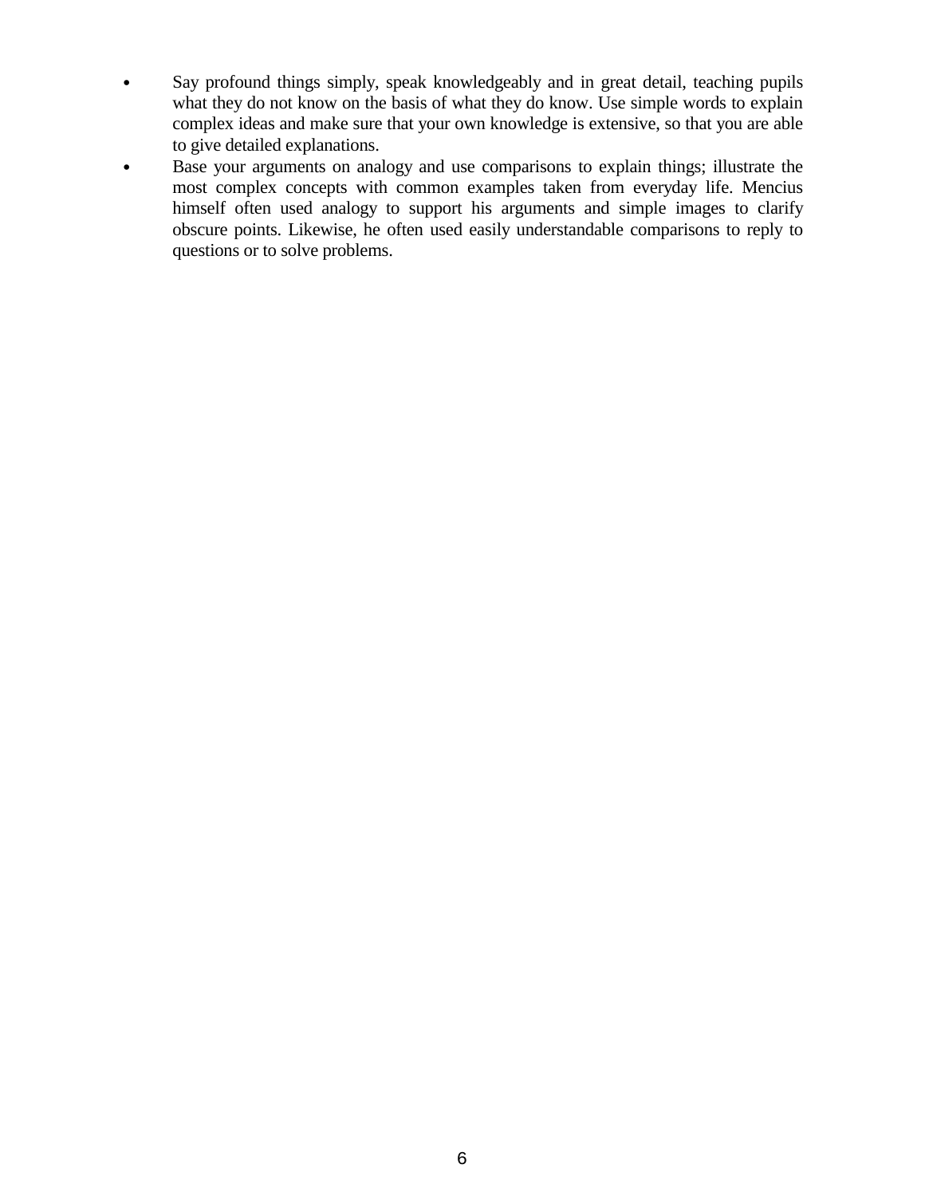- Say profound things simply, speak knowledgeably and in great detail, teaching pupils what they do not know on the basis of what they do know. Use simple words to explain complex ideas and make sure that your own knowledge is extensive, so that you are able to give detailed explanations.
- Base your arguments on analogy and use comparisons to explain things; illustrate the most complex concepts with common examples taken from everyday life. Mencius himself often used analogy to support his arguments and simple images to clarify obscure points. Likewise, he often used easily understandable comparisons to reply to questions or to solve problems.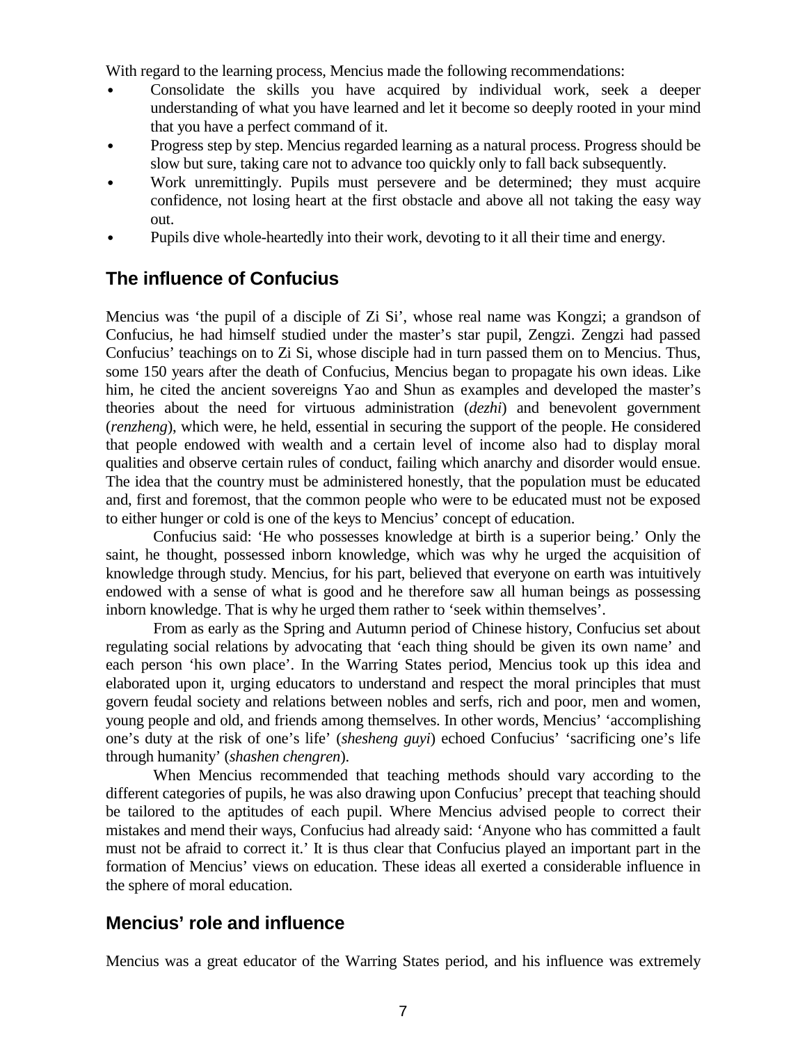With regard to the learning process, Mencius made the following recommendations:

- Consolidate the skills you have acquired by individual work, seek a deeper understanding of what you have learned and let it become so deeply rooted in your mind that you have a perfect command of it.
- Progress step by step. Mencius regarded learning as a natural process. Progress should be slow but sure, taking care not to advance too quickly only to fall back subsequently.
- Work unremittingly. Pupils must persevere and be determined; they must acquire confidence, not losing heart at the first obstacle and above all not taking the easy way out.
- Pupils dive whole-heartedly into their work, devoting to it all their time and energy.

## The influence of Confucius

Mencius was 'the pupil of a disciple of Zi Si', whose real name was Kongzi; a grandson of Confucius, he had himself studied under the master's star pupil, Zengzi. Zengzi had passed Confucius' teachings on to Zi Si, whose disciple had in turn passed them on to Mencius. Thus, some 150 years after the death of Confucius, Mencius began to propagate his own ideas. Like him, he cited the ancient sovereigns Yao and Shun as examples and developed the master's theories about the need for virtuous administration (*dezhi*) and benevolent government (*renzheng*), which were, he held, essential in securing the support of the people. He considered that people endowed with wealth and a certain level of income also had to display moral qualities and observe certain rules of conduct, failing which anarchy and disorder would ensue. The idea that the country must be administered honestly, that the population must be educated and, first and foremost, that the common people who were to be educated must not be exposed to either hunger or cold is one of the keys to Mencius' concept of education.

Confucius said: 'He who possesses knowledge at birth is a superior being.' Only the saint, he thought, possessed inborn knowledge, which was why he urged the acquisition of knowledge through study. Mencius, for his part, believed that everyone on earth was intuitively endowed with a sense of what is good and he therefore saw all human beings as possessing inborn knowledge. That is why he urged them rather to 'seek within themselves'.

From as early as the Spring and Autumn period of Chinese history, Confucius set about regulating social relations by advocating that 'each thing should be given its own name' and each person 'his own place'. In the Warring States period, Mencius took up this idea and elaborated upon it, urging educators to understand and respect the moral principles that must govern feudal society and relations between nobles and serfs, rich and poor, men and women, young people and old, and friends among themselves. In other words, Mencius' 'accomplishing one's duty at the risk of one's life' (*shesheng guyi*) echoed Confucius' 'sacrificing one's life through humanity' (*shashen chengren*).

When Mencius recommended that teaching methods should vary according to the different categories of pupils, he was also drawing upon Confucius' precept that teaching should be tailored to the aptitudes of each pupil. Where Mencius advised people to correct their mistakes and mend their ways, Confucius had already said: 'Anyone who has committed a fault must not be afraid to correct it.' It is thus clear that Confucius played an important part in the formation of Mencius' views on education. These ideas all exerted a considerable influence in the sphere of moral education.

## Mencius' role and influence

Mencius was a great educator of the Warring States period, and his influence was extremely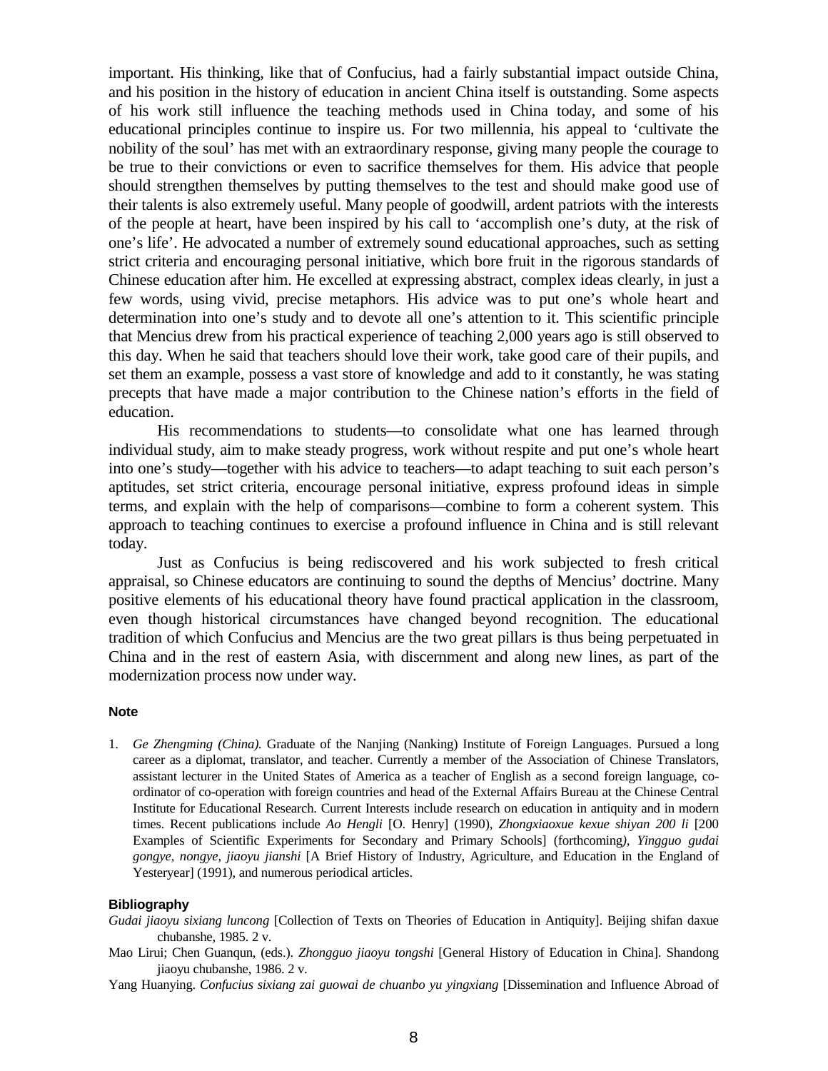important. His thinking, like that of Confucius, had a fairly substantial impact outside China, and his position in the history of education in ancient China itself is outstanding. Some aspects of his work still influence the teaching methods used in China today, and some of his educational principles continue to inspire us. For two millennia, his appeal to 'cultivate the nobility of the soul' has met with an extraordinary response, giving many people the courage to be true to their convictions or even to sacrifice themselves for them. His advice that people should strengthen themselves by putting themselves to the test and should make good use of their talents is also extremely useful. Many people of goodwill, ardent patriots with the interests of the people at heart, have been inspired by his call to 'accomplish one's duty, at the risk of one's life'. He advocated a number of extremely sound educational approaches, such as setting strict criteria and encouraging personal initiative, which bore fruit in the rigorous standards of Chinese education after him. He excelled at expressing abstract, complex ideas clearly, in just a few words, using vivid, precise metaphors. His advice was to put one's whole heart and determination into one's study and to devote all one's attention to it. This scientific principle that Mencius drew from his practical experience of teaching 2,000 years ago is still observed to this day. When he said that teachers should love their work, take good care of their pupils, and set them an example, possess a vast store of knowledge and add to it constantly, he was stating precepts that have made a major contribution to the Chinese nation's efforts in the field of education.

His recommendations to students—to consolidate what one has learned through individual study, aim to make steady progress, work without respite and put one's whole heart into one's study—together with his advice to teachers—to adapt teaching to suit each person's aptitudes, set strict criteria, encourage personal initiative, express profound ideas in simple terms, and explain with the help of comparisons—combine to form a coherent system. This approach to teaching continues to exercise a profound influence in China and is still relevant today.

Just as Confucius is being rediscovered and his work subjected to fresh critical appraisal, so Chinese educators are continuing to sound the depths of Mencius' doctrine. Many positive elements of his educational theory have found practical application in the classroom, even though historical circumstances have changed beyond recognition. The educational tradition of which Confucius and Mencius are the two great pillars is thus being perpetuated in China and in the rest of eastern Asia, with discernment and along new lines, as part of the modernization process now under way.

### Note

1. *Ge Zhengming (China).* Graduate of the Nanjing (Nanking) Institute of Foreign Languages. Pursued a long career as a diplomat, translator, and teacher. Currently a member of the Association of Chinese Translators, assistant lecturer in the United States of America as a teacher of English as a second foreign language, co-ordinator of co-operation with foreign countries and head of the External Affairs Bureau at the Chinese Central Institute for Educational Research. Current Interests include research on education in antiquity and in modern times. Recent publications include *Ao Hengli* [O. Henry] (1990), *Zhongxiaoxue kexue shiyan 200 li* [200 Examples of Scientific Experiments for Secondary and Primary Schools] (forthcoming), *Yingguo gudai gongye, nongye, jiaoyu jianshi* [A Brief History of Industry, Agriculture, and Education in the England of Yesteryear] (1991), and numerous periodical articles.

### Bibliography

*Gudai jiaoyu sixiang luncong* [Collection of Texts on Theories of Education in Antiquity]. Beijing shifan daxue chubanshe, 1985. 2 v.

Mao Lirui; Chen Guanqun, (eds.). *Zhongguo jiaoyu tongshi* [General History of Education in China]. Shandong jiaoyu chubanshe, 1986. 2 v.

Yang Huanying. *Confucius sixiang zai guowai de chuanbo yu yingxiang* [Dissemination and Influence Abroad of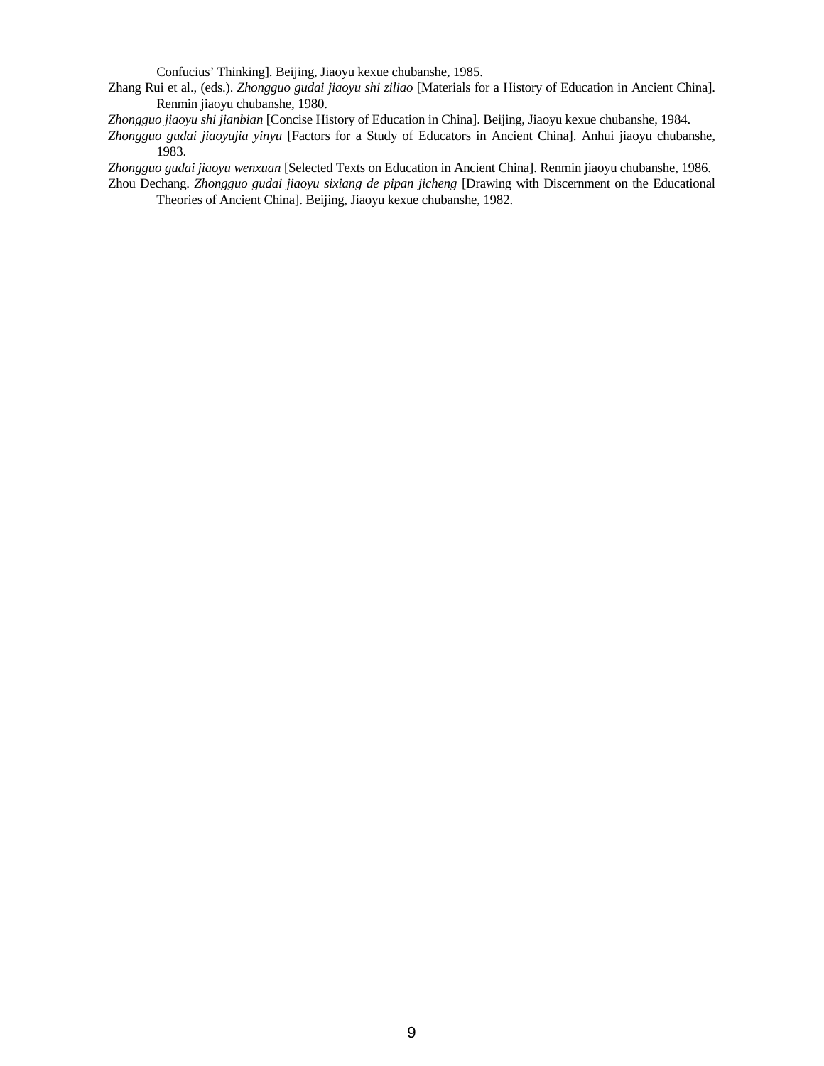Confucius' Thinking]. Beijing, Jiaoyu kexue chubanshe, 1985.

Zhang Rui et al., (eds.). *Zhongguo gudai jiaoyu shi ziliao* [Materials for a History of Education in Ancient China]. Renmin jiaoyu chubanshe, 1980.

*Zhongguo jiaoyu shi jianbian* [Concise History of Education in China]. Beijing, Jiaoyu kexue chubanshe, 1984.

*Zhongguo gudai jiaoyujia yinyu* [Factors for a Study of Educators in Ancient China]. Anhui jiaoyu chubanshe, 1983.

*Zhongguo gudai jiaoyu wenxuan* [Selected Texts on Education in Ancient China]. Renmin jiaoyu chubanshe, 1986.

Zhou Dechang. *Zhongguo gudai jiaoyu sixiang de pipan jicheng* [Drawing with Discernment on the Educational Theories of Ancient China]. Beijing, Jiaoyu kexue chubanshe, 1982.